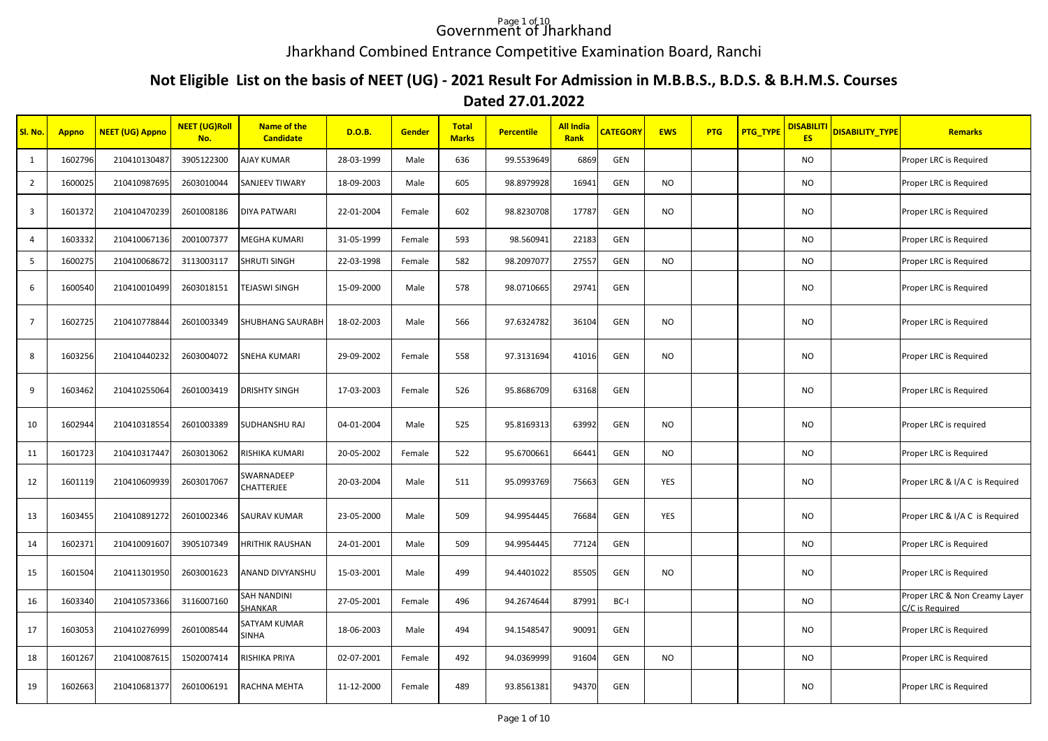# Government of Jharkhand

## Jharkhand Combined Entrance Competitive Examination Board, Ranchi

### Not Eligible List on the basis of NEET (UG) - 2021 Result For Admission in M.B.B.S., B.D.S. & B.H.M.S. Courses

### Dated 27.01.2022

| Sl. No. | Appno | NEET (UG) Appno | NEET (UG)Roll No. | Name of the Candidate | D.O.B. | Gender | Total Marks | Percentile | All India Rank | CATEGORY | EWS | PTG | PTG_TYPE | DISABILITIES | DISABILITY_TYPE | Remarks |
|---|---|---|---|---|---|---|---|---|---|---|---|---|---|---|---|---|
| 1 | 1602796 | 210410130487 | 3905122300 | AJAY KUMAR | 28-03-1999 | Male | 636 | 99.5539649 | 6869 | GEN | | | | NO | | Proper LRC is Required |
| 2 | 1600025 | 210410987695 | 2603010044 | SANJEEV TIWARY | 18-09-2003 | Male | 605 | 98.8979928 | 16941 | GEN | NO | | | NO | | Proper LRC is Required |
| 3 | 1601372 | 210410470239 | 2601008186 | DIYA PATWARI | 22-01-2004 | Female | 602 | 98.8230708 | 17787 | GEN | NO | | | NO | | Proper LRC is Required |
| 4 | 1603332 | 210410067136 | 2001007377 | MEGHA KUMARI | 31-05-1999 | Female | 593 | 98.560941 | 22183 | GEN | | | | NO | | Proper LRC is Required |
| 5 | 1600275 | 210410068672 | 3113003117 | SHRUTI SINGH | 22-03-1998 | Female | 582 | 98.2097077 | 27557 | GEN | NO | | | NO | | Proper LRC is Required |
| 6 | 1600540 | 210410010499 | 2603018151 | TEJASWI SINGH | 15-09-2000 | Male | 578 | 98.0710665 | 29741 | GEN | | | | NO | | Proper LRC is Required |
| 7 | 1602725 | 210410778844 | 2601003349 | SHUBHANG SAURABH | 18-02-2003 | Male | 566 | 97.6324782 | 36104 | GEN | NO | | | NO | | Proper LRC is Required |
| 8 | 1603256 | 210410440232 | 2603004072 | SNEHA KUMARI | 29-09-2002 | Female | 558 | 97.3131694 | 41016 | GEN | NO | | | NO | | Proper LRC is Required |
| 9 | 1603462 | 210410255064 | 2601003419 | DRISHTY SINGH | 17-03-2003 | Female | 526 | 95.8686709 | 63168 | GEN | | | | NO | | Proper LRC is Required |
| 10 | 1602944 | 210410318554 | 2601003389 | SUDHANSHU RAJ | 04-01-2004 | Male | 525 | 95.8169313 | 63992 | GEN | NO | | | NO | | Proper LRC is required |
| 11 | 1601723 | 210410317447 | 2603013062 | RISHIKA KUMARI | 20-05-2002 | Female | 522 | 95.6700661 | 66441 | GEN | NO | | | NO | | Proper LRC is Required |
| 12 | 1601119 | 210410609939 | 2603017067 | SWARNADEEP CHATTERJEE | 20-03-2004 | Male | 511 | 95.0993769 | 75663 | GEN | YES | | | NO | | Proper LRC & I/A C is Required |
| 13 | 1603455 | 210410891272 | 2601002346 | SAURAV KUMAR | 23-05-2000 | Male | 509 | 94.9954445 | 76684 | GEN | YES | | | NO | | Proper LRC & I/A C is Required |
| 14 | 1602371 | 210410091607 | 3905107349 | HRITHIK RAUSHAN | 24-01-2001 | Male | 509 | 94.9954445 | 77124 | GEN | | | | NO | | Proper LRC is Required |
| 15 | 1601504 | 210411301950 | 2603001623 | ANAND DIVYANSHU | 15-03-2001 | Male | 499 | 94.4401022 | 85505 | GEN | NO | | | NO | | Proper LRC is Required |
| 16 | 1603340 | 210410573366 | 3116007160 | SAH NANDINI SHANKAR | 27-05-2001 | Female | 496 | 94.2674644 | 87991 | BC-I | | | | NO | | Proper LRC & Non Creamy Layer C/C is Required |
| 17 | 1603053 | 210410276999 | 2601008544 | SATYAM KUMAR SINHA | 18-06-2003 | Male | 494 | 94.1548547 | 90091 | GEN | | | | NO | | Proper LRC is Required |
| 18 | 1601267 | 210410087615 | 1502007414 | RISHIKA PRIYA | 02-07-2001 | Female | 492 | 94.0369999 | 91604 | GEN | NO | | | NO | | Proper LRC is Required |
| 19 | 1602663 | 210410681377 | 2601006191 | RACHNA MEHTA | 11-12-2000 | Female | 489 | 93.8561381 | 94370 | GEN | | | | NO | | Proper LRC is Required |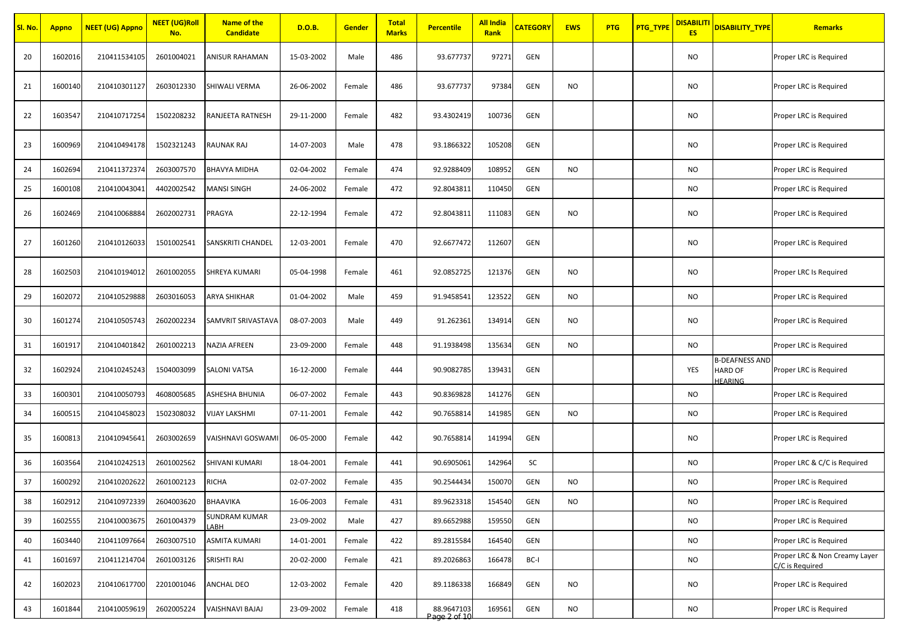| Sl. No. | Appno | NEET (UG) Appno | NEET (UG)Roll No. | Name of the Candidate | D.O.B. | Gender | Total Marks | Percentile | All India Rank | CATEGORY | EWS | PTG | PTG_TYPE | DISABILITIES | DISABILITY_TYPE | Remarks |
|---|---|---|---|---|---|---|---|---|---|---|---|---|---|---|---|---|
| 20 | 1602016 | 210411534105 | 2601004021 | ANISUR RAHAMAN | 15-03-2002 | Male | 486 | 93.677737 | 97271 | GEN | | | | NO | | Proper LRC is Required |
| 21 | 1600140 | 210410301127 | 2603012330 | SHIWALI VERMA | 26-06-2002 | Female | 486 | 93.677737 | 97384 | GEN | NO | | | NO | | Proper LRC is Required |
| 22 | 1603547 | 210410717254 | 1502208232 | RANJEETA RATNESH | 29-11-2000 | Female | 482 | 93.4302419 | 100736 | GEN | | | | NO | | Proper LRC is Required |
| 23 | 1600969 | 210410494178 | 1502321243 | RAUNAK RAJ | 14-07-2003 | Male | 478 | 93.1866322 | 105208 | GEN | | | | NO | | Proper LRC is Required |
| 24 | 1602694 | 210411372374 | 2603007570 | BHAVYA MIDHA | 02-04-2002 | Female | 474 | 92.9288409 | 108952 | GEN | NO | | | NO | | Proper LRC is Required |
| 25 | 1600108 | 210410043041 | 4402002542 | MANSI SINGH | 24-06-2002 | Female | 472 | 92.8043811 | 110450 | GEN | | | | NO | | Proper LRC is Required |
| 26 | 1602469 | 210410068884 | 2602002731 | PRAGYA | 22-12-1994 | Female | 472 | 92.8043811 | 111083 | GEN | NO | | | NO | | Proper LRC is Required |
| 27 | 1601260 | 210410126033 | 1501002541 | SANSKRITI CHANDEL | 12-03-2001 | Female | 470 | 92.6677472 | 112607 | GEN | | | | NO | | Proper LRC is Required |
| 28 | 1602503 | 210410194012 | 2601002055 | SHREYA KUMARI | 05-04-1998 | Female | 461 | 92.0852725 | 121376 | GEN | NO | | | NO | | Proper LRC Is Required |
| 29 | 1602072 | 210410529888 | 2603016053 | ARYA SHIKHAR | 01-04-2002 | Male | 459 | 91.9458541 | 123522 | GEN | NO | | | NO | | Proper LRC is Required |
| 30 | 1601274 | 210410505743 | 2602002234 | SAMVRIT SRIVASTAVA | 08-07-2003 | Male | 449 | 91.262361 | 134914 | GEN | NO | | | NO | | Proper LRC is Required |
| 31 | 1601917 | 210410401842 | 2601002213 | NAZIA AFREEN | 23-09-2000 | Female | 448 | 91.1938498 | 135634 | GEN | NO | | | NO | | Proper LRC is Required |
| 32 | 1602924 | 210410245243 | 1504003099 | SALONI VATSA | 16-12-2000 | Female | 444 | 90.9082785 | 139431 | GEN | | | | YES | B-DEAFNESS AND HARD OF HEARING | Proper LRC is Required |
| 33 | 1600301 | 210410050793 | 4608005685 | ASHESHA BHUNIA | 06-07-2002 | Female | 443 | 90.8369828 | 141276 | GEN | | | | NO | | Proper LRC is Required |
| 34 | 1600515 | 210410458023 | 1502308032 | VIJAY LAKSHMI | 07-11-2001 | Female | 442 | 90.7658814 | 141985 | GEN | NO | | | NO | | Proper LRC is Required |
| 35 | 1600813 | 210410945641 | 2603002659 | VAISHNAVI GOSWAMI | 06-05-2000 | Female | 442 | 90.7658814 | 141994 | GEN | | | | NO | | Proper LRC is Required |
| 36 | 1603564 | 210410242513 | 2601002562 | SHIVANI KUMARI | 18-04-2001 | Female | 441 | 90.6905061 | 142964 | SC | | | | NO | | Proper LRC & C/C is Required |
| 37 | 1600292 | 210410202622 | 2601002123 | RICHA | 02-07-2002 | Female | 435 | 90.2544434 | 150070 | GEN | NO | | | NO | | Proper LRC is Required |
| 38 | 1602912 | 210410972339 | 2604003620 | BHAAVIKA | 16-06-2003 | Female | 431 | 89.9623318 | 154540 | GEN | NO | | | NO | | Proper LRC is Required |
| 39 | 1602555 | 210410003675 | 2601004379 | SUNDRAM KUMAR LABH | 23-09-2002 | Male | 427 | 89.6652988 | 159550 | GEN | | | | NO | | Proper LRC is Required |
| 40 | 1603440 | 210411097664 | 2603007510 | ASMITA KUMARI | 14-01-2001 | Female | 422 | 89.2815584 | 164540 | GEN | | | | NO | | Proper LRC is Required |
| 41 | 1601697 | 210411214704 | 2601003126 | SRISHTI RAI | 20-02-2000 | Female | 421 | 89.2026863 | 166478 | BC-I | | | | NO | | Proper LRC & Non Creamy Layer C/C is Required |
| 42 | 1602023 | 210410617700 | 2201001046 | ANCHAL DEO | 12-03-2002 | Female | 420 | 89.1186338 | 166849 | GEN | NO | | | NO | | Proper LRC is Required |
| 43 | 1601844 | 210410059619 | 2602005224 | VAISHNAVI BAJAJ | 23-09-2002 | Female | 418 | 88.9647103 | 169561 | GEN | NO | | | NO | | Proper LRC is Required |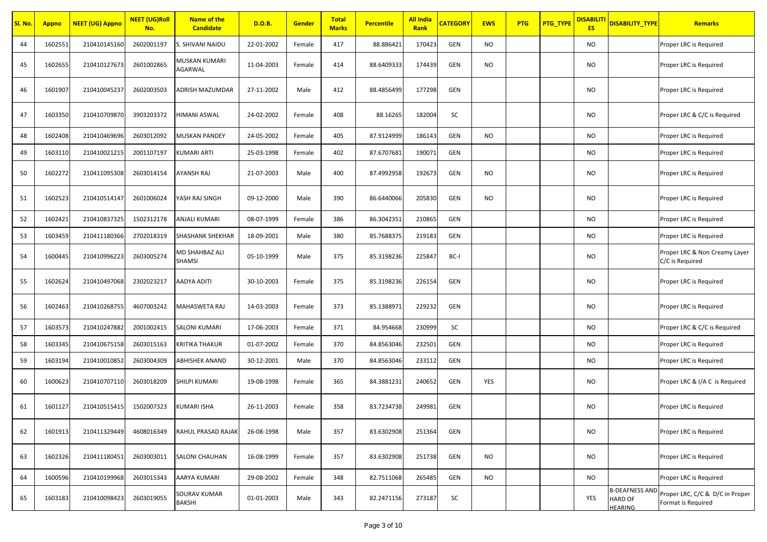| Sl. No. | Appno | NEET (UG) Appno | NEET (UG)Roll No. | Name of the Candidate | D.O.B. | Gender | Total Marks | Percentile | All India Rank | CATEGORY | EWS | PTG | PTG_TYPE | DISABILITIES | DISABILITY_TYPE | Remarks |
|---|---|---|---|---|---|---|---|---|---|---|---|---|---|---|---|---|
| 44 | 1602551 | 210410145160 | 2602001197 | S. SHIVANI NAIDU | 22-01-2002 | Female | 417 | 88.886421 | 170423 | GEN | NO | | | NO | | Proper LRC is Required |
| 45 | 1602655 | 210410127673 | 2601002865 | MUSKAN KUMARI AGARWAL | 11-04-2003 | Female | 414 | 88.6409333 | 174439 | GEN | NO | | | NO | | Proper LRC is Required |
| 46 | 1601907 | 210410045237 | 2602003503 | ADRISH MAZUMDAR | 27-11-2002 | Male | 412 | 88.4856499 | 177298 | GEN | | | | NO | | Proper LRC is Required |
| 47 | 1603350 | 210410709870 | 3903203372 | HIMANI ASWAL | 24-02-2002 | Female | 408 | 88.16265 | 182004 | SC | | | | NO | | Proper LRC & C/C is Required |
| 48 | 1602408 | 210410469696 | 2603012092 | MUSKAN PANDEY | 24-05-2002 | Female | 405 | 87.9124999 | 186143 | GEN | NO | | | NO | | Proper LRC is Required |
| 49 | 1603110 | 210410021215 | 2001107197 | KUMARI ARTI | 25-03-1998 | Female | 402 | 87.6707681 | 190071 | GEN | | | | NO | | Proper LRC is Required |
| 50 | 1602272 | 210411095308 | 2603014154 | AYANSH RAJ | 21-07-2003 | Male | 400 | 87.4992958 | 192673 | GEN | NO | | | NO | | Proper LRC is Required |
| 51 | 1602523 | 210410514147 | 2601006024 | YASH RAJ SINGH | 09-12-2000 | Male | 390 | 86.6440066 | 205830 | GEN | NO | | | NO | | Proper LRC is Required |
| 52 | 1602421 | 210410837325 | 1502312178 | ANJALI KUMARI | 08-07-1999 | Female | 386 | 86.3042351 | 210865 | GEN | | | | NO | | Proper LRC is Required |
| 53 | 1603459 | 210411180366 | 2702018319 | SHASHANK SHEKHAR | 18-09-2001 | Male | 380 | 85.7688375 | 219183 | GEN | | | | NO | | Proper LRC is Required |
| 54 | 1600445 | 210410996223 | 2603005274 | MD SHAHBAZ ALI SHAMSI | 05-10-1999 | Male | 375 | 85.3198236 | 225847 | BC-I | | | | NO | | Proper LRC & Non Creamy Layer C/C is Required |
| 55 | 1602624 | 210410497068 | 2302023217 | AADYA ADITI | 30-10-2003 | Female | 375 | 85.3198236 | 226154 | GEN | | | | NO | | Proper LRC is Required |
| 56 | 1602463 | 210410268755 | 4607003242 | MAHASWETA RAJ | 14-03-2003 | Female | 373 | 85.1388971 | 229232 | GEN | | | | NO | | Proper LRC is Required |
| 57 | 1603573 | 210410247882 | 2001002415 | SALONI KUMARI | 17-06-2003 | Female | 371 | 84.954668 | 230999 | SC | | | | NO | | Proper LRC & C/C is Required |
| 58 | 1603345 | 210410675158 | 2603015163 | KRITIKA THAKUR | 01-07-2002 | Female | 370 | 84.8563046 | 232501 | GEN | | | | NO | | Proper LRC is Required |
| 59 | 1603194 | 210410010852 | 2603004309 | ABHISHEK ANAND | 30-12-2001 | Male | 370 | 84.8563046 | 233112 | GEN | | | | NO | | Proper LRC is Required |
| 60 | 1600623 | 210410707110 | 2603018209 | SHILPI KUMARI | 19-08-1998 | Female | 365 | 84.3881231 | 240652 | GEN | YES | | | NO | | Proper LRC & I/A C is Required |
| 61 | 1601127 | 210410515415 | 1502007323 | KUMARI ISHA | 26-11-2003 | Female | 358 | 83.7234738 | 249981 | GEN | | | | NO | | Proper LRC is Required |
| 62 | 1601913 | 210411329449 | 4608016349 | RAHUL PRASAD RAJAK | 26-08-1998 | Male | 357 | 83.6302908 | 251364 | GEN | | | | NO | | Proper LRC is Required |
| 63 | 1602326 | 210411180451 | 2603003011 | SALONI CHAUHAN | 16-08-1999 | Female | 357 | 83.6302908 | 251738 | GEN | NO | | | NO | | Proper LRC is Required |
| 64 | 1600596 | 210410199968 | 2603015343 | AARYA KUMARI | 29-08-2002 | Female | 348 | 82.7511068 | 265485 | GEN | NO | | | NO | | Proper LRC is Required |
| 65 | 1603183 | 210410098423 | 2603019055 | SOURAV KUMAR BAKSHI | 01-01-2003 | Male | 343 | 82.2471156 | 273187 | SC | | | | YES | B-DEAFNESS AND HARD OF HEARING | Proper LRC, C/C & D/C in Proper Format is Required |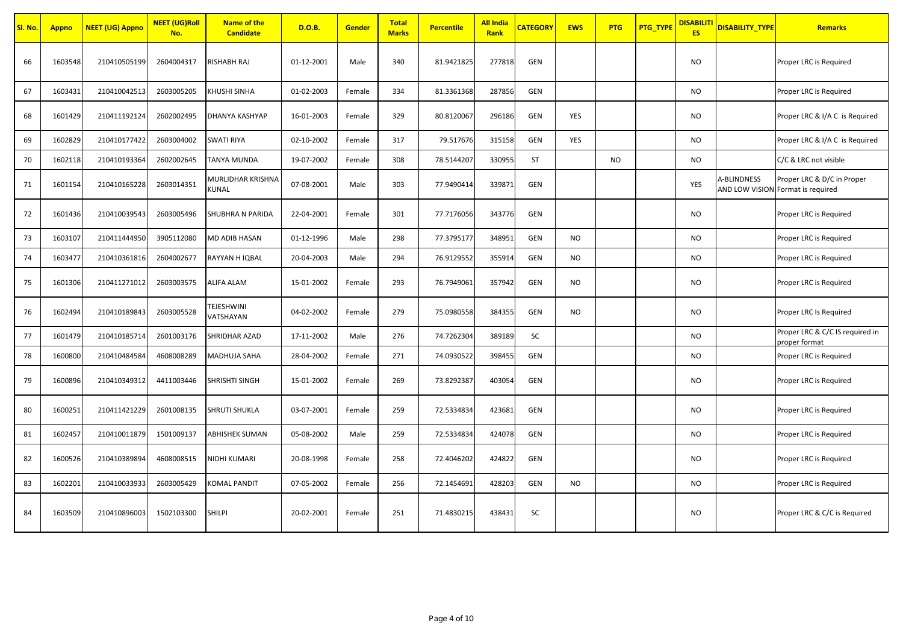| Sl. No. | Appno | NEET (UG) Appno | NEET (UG)Roll No. | Name of the Candidate | D.O.B. | Gender | Total Marks | Percentile | All India Rank | CATEGORY | EWS | PTG | PTG_TYPE | DISABILITIES | DISABILITY_TYPE | Remarks |
|---|---|---|---|---|---|---|---|---|---|---|---|---|---|---|---|---|
| 66 | 1603548 | 210410505199 | 2604004317 | RISHABH RAJ | 01-12-2001 | Male | 340 | 81.9421825 | 277818 | GEN | | | | NO | | Proper LRC is Required |
| 67 | 1603431 | 210410042513 | 2603005205 | KHUSHI SINHA | 01-02-2003 | Female | 334 | 81.3361368 | 287856 | GEN | | | | NO | | Proper LRC is Required |
| 68 | 1601429 | 210411192124 | 2602002495 | DHANYA KASHYAP | 16-01-2003 | Female | 329 | 80.8120067 | 296186 | GEN | YES | | | NO | | Proper LRC & I/A C is Required |
| 69 | 1602829 | 210410177422 | 2603004002 | SWATI RIYA | 02-10-2002 | Female | 317 | 79.517676 | 315158 | GEN | YES | | | NO | | Proper LRC & I/A C is Required |
| 70 | 1602118 | 210410193364 | 2602002645 | TANYA MUNDA | 19-07-2002 | Female | 308 | 78.5144207 | 330955 | ST | | NO | | NO | | C/C & LRC not visible |
| 71 | 1601154 | 210410165228 | 2603014351 | MURLIDHAR KRISHNA KUNAL | 07-08-2001 | Male | 303 | 77.9490414 | 339871 | GEN | | | | YES | A-BLINDNESS AND LOW VISION | Proper LRC & D/C in Proper Format is required |
| 72 | 1601436 | 210410039543 | 2603005496 | SHUBHRA N PARIDA | 22-04-2001 | Female | 301 | 77.7176056 | 343776 | GEN | | | | NO | | Proper LRC is Required |
| 73 | 1603107 | 210411444950 | 3905112080 | MD ADIB HASAN | 01-12-1996 | Male | 298 | 77.3795177 | 348951 | GEN | NO | | | NO | | Proper LRC is Required |
| 74 | 1603477 | 210410361816 | 2604002677 | RAYYAN H IQBAL | 20-04-2003 | Male | 294 | 76.9129552 | 355914 | GEN | NO | | | NO | | Proper LRC is Required |
| 75 | 1601306 | 210411271012 | 2603003575 | ALIFA ALAM | 15-01-2002 | Female | 293 | 76.7949061 | 357942 | GEN | NO | | | NO | | Proper LRC is Required |
| 76 | 1602494 | 210410189843 | 2603005528 | TEJESHWINI VATSHAYAN | 04-02-2002 | Female | 279 | 75.0980558 | 384355 | GEN | NO | | | NO | | Proper LRC Is Required |
| 77 | 1601479 | 210410185714 | 2601003176 | SHRIDHAR AZAD | 17-11-2002 | Male | 276 | 74.7262304 | 389189 | SC | | | | NO | | Proper LRC & C/C IS required in proper format |
| 78 | 1600800 | 210410484584 | 4608008289 | MADHUJA SAHA | 28-04-2002 | Female | 271 | 74.0930522 | 398455 | GEN | | | | NO | | Proper LRC is Required |
| 79 | 1600896 | 210410349312 | 4411003446 | SHRISHTI SINGH | 15-01-2002 | Female | 269 | 73.8292387 | 403054 | GEN | | | | NO | | Proper LRC is Required |
| 80 | 1600251 | 210411421229 | 2601008135 | SHRUTI SHUKLA | 03-07-2001 | Female | 259 | 72.5334834 | 423681 | GEN | | | | NO | | Proper LRC is Required |
| 81 | 1602457 | 210410011879 | 1501009137 | ABHISHEK SUMAN | 05-08-2002 | Male | 259 | 72.5334834 | 424078 | GEN | | | | NO | | Proper LRC is Required |
| 82 | 1600526 | 210410389894 | 4608008515 | NIDHI KUMARI | 20-08-1998 | Female | 258 | 72.4046202 | 424822 | GEN | | | | NO | | Proper LRC is Required |
| 83 | 1602201 | 210410033933 | 2603005429 | KOMAL PANDIT | 07-05-2002 | Female | 256 | 72.1454691 | 428203 | GEN | NO | | | NO | | Proper LRC is Required |
| 84 | 1603509 | 210410896003 | 1502103300 | SHILPI | 20-02-2001 | Female | 251 | 71.4830215 | 438431 | SC | | | | NO | | Proper LRC & C/C is Required |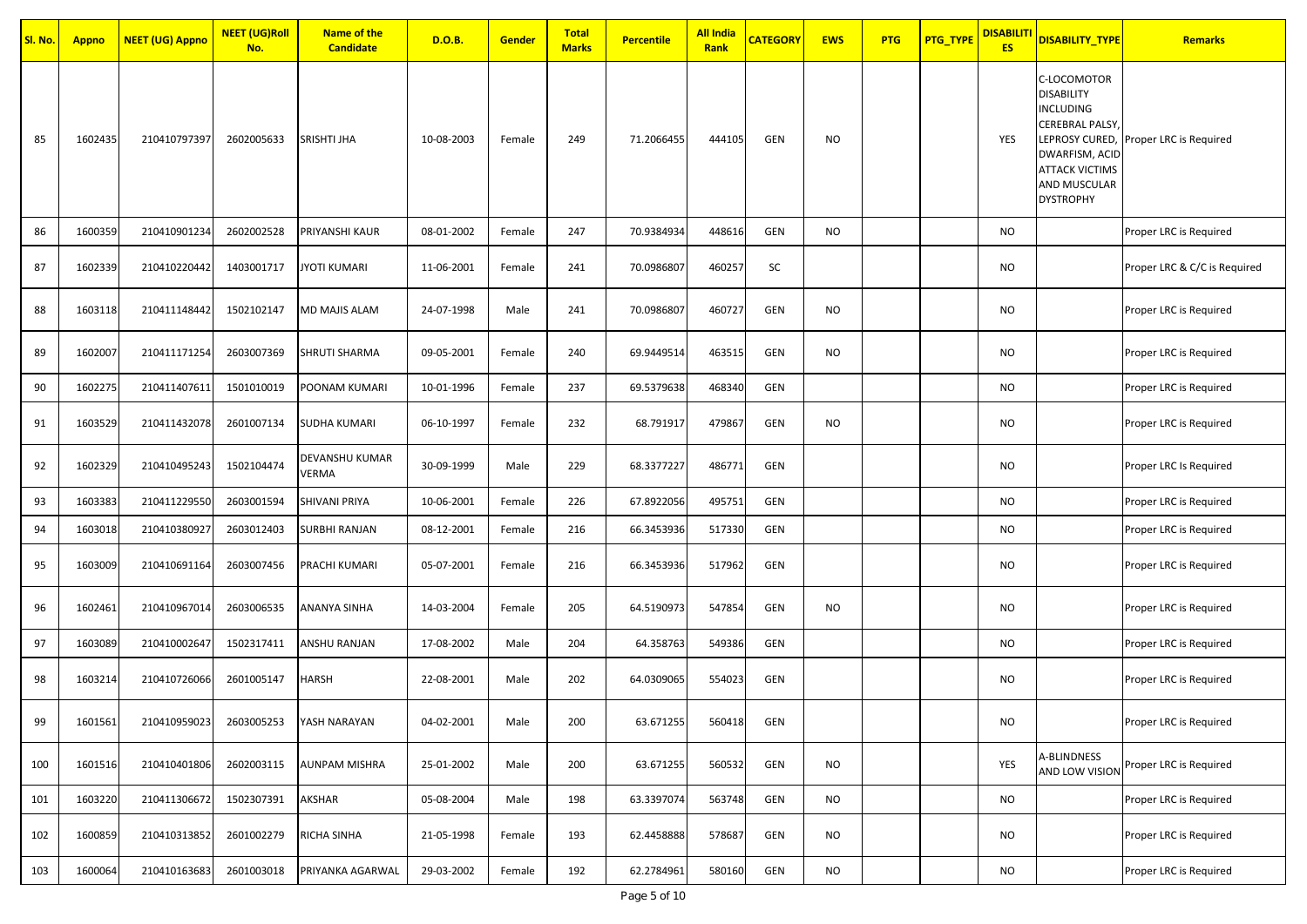| Sl. No. | Appno | NEET (UG) Appno | NEET (UG)Roll No. | Name of the Candidate | D.O.B. | Gender | Total Marks | Percentile | All India Rank | CATEGORY | EWS | PTG | PTG_TYPE | DISABILITIES | DISABILITY_TYPE | Remarks |
|---|---|---|---|---|---|---|---|---|---|---|---|---|---|---|---|---|
| 85 | 1602435 | 210410797397 | 2602005633 | SRISHTI JHA | 10-08-2003 | Female | 249 | 71.2066455 | 444105 | GEN | NO | | | YES | C-LOCOMOTOR DISABILITY INCLUDING CEREBRAL PALSY, LEPROSY CURED, DWARFISM, ACID ATTACK VICTIMS AND MUSCULAR DYSTROPHY | Proper LRC is Required |
| 86 | 1600359 | 210410901234 | 2602002528 | PRIYANSHI KAUR | 08-01-2002 | Female | 247 | 70.9384934 | 448616 | GEN | NO | | | NO | | Proper LRC is Required |
| 87 | 1602339 | 210410220442 | 1403001717 | JYOTI KUMARI | 11-06-2001 | Female | 241 | 70.0986807 | 460257 | SC | | | | NO | | Proper LRC & C/C is Required |
| 88 | 1603118 | 210411148442 | 1502102147 | MD MAJIS ALAM | 24-07-1998 | Male | 241 | 70.0986807 | 460727 | GEN | NO | | | NO | | Proper LRC is Required |
| 89 | 1602007 | 210411171254 | 2603007369 | SHRUTI SHARMA | 09-05-2001 | Female | 240 | 69.9449514 | 463515 | GEN | NO | | | NO | | Proper LRC is Required |
| 90 | 1602275 | 210411407611 | 1501010019 | POONAM KUMARI | 10-01-1996 | Female | 237 | 69.5379638 | 468340 | GEN | | | | NO | | Proper LRC is Required |
| 91 | 1603529 | 210411432078 | 2601007134 | SUDHA KUMARI | 06-10-1997 | Female | 232 | 68.791917 | 479867 | GEN | NO | | | NO | | Proper LRC is Required |
| 92 | 1602329 | 210410495243 | 1502104474 | DEVANSHU KUMAR VERMA | 30-09-1999 | Male | 229 | 68.3377227 | 486771 | GEN | | | | NO | | Proper LRC Is Required |
| 93 | 1603383 | 210411229550 | 2603001594 | SHIVANI PRIYA | 10-06-2001 | Female | 226 | 67.8922056 | 495751 | GEN | | | | NO | | Proper LRC is Required |
| 94 | 1603018 | 210410380927 | 2603012403 | SURBHI RANJAN | 08-12-2001 | Female | 216 | 66.3453936 | 517330 | GEN | | | | NO | | Proper LRC is Required |
| 95 | 1603009 | 210410691164 | 2603007456 | PRACHI KUMARI | 05-07-2001 | Female | 216 | 66.3453936 | 517962 | GEN | | | | NO | | Proper LRC is Required |
| 96 | 1602461 | 210410967014 | 2603006535 | ANANYA SINHA | 14-03-2004 | Female | 205 | 64.5190973 | 547854 | GEN | NO | | | NO | | Proper LRC is Required |
| 97 | 1603089 | 210410002647 | 1502317411 | ANSHU RANJAN | 17-08-2002 | Male | 204 | 64.358763 | 549386 | GEN | | | | NO | | Proper LRC is Required |
| 98 | 1603214 | 210410726066 | 2601005147 | HARSH | 22-08-2001 | Male | 202 | 64.0309065 | 554023 | GEN | | | | NO | | Proper LRC is Required |
| 99 | 1601561 | 210410959023 | 2603005253 | YASH NARAYAN | 04-02-2001 | Male | 200 | 63.671255 | 560418 | GEN | | | | NO | | Proper LRC is Required |
| 100 | 1601516 | 210410401806 | 2602003115 | AUNPAM MISHRA | 25-01-2002 | Male | 200 | 63.671255 | 560532 | GEN | NO | | | YES | A-BLINDNESS AND LOW VISION | Proper LRC is Required |
| 101 | 1603220 | 210411306672 | 1502307391 | AKSHAR | 05-08-2004 | Male | 198 | 63.3397074 | 563748 | GEN | NO | | | NO | | Proper LRC is Required |
| 102 | 1600859 | 210410313852 | 2601002279 | RICHA SINHA | 21-05-1998 | Female | 193 | 62.4458888 | 578687 | GEN | NO | | | NO | | Proper LRC is Required |
| 103 | 1600064 | 210410163683 | 2601003018 | PRIYANKA AGARWAL | 29-03-2002 | Female | 192 | 62.2784961 | 580160 | GEN | NO | | | NO | | Proper LRC is Required |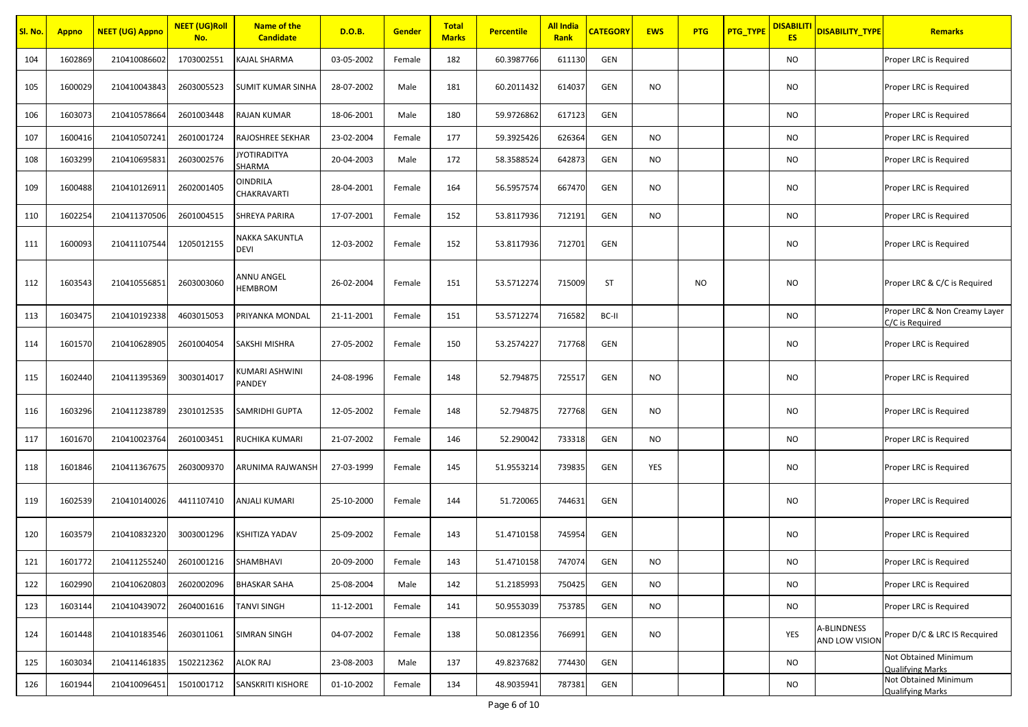| Sl. No. | Appno | NEET (UG) Appno | NEET (UG)Roll No. | Name of the Candidate | D.O.B. | Gender | Total Marks | Percentile | All India Rank | CATEGORY | EWS | PTG | PTG_TYPE | DISABILITIES | DISABILITY_TYPE | Remarks |
|---|---|---|---|---|---|---|---|---|---|---|---|---|---|---|---|---|
| 104 | 1602869 | 210410086602 | 1703002551 | KAJAL SHARMA | 03-05-2002 | Female | 182 | 60.3987766 | 611130 | GEN | | | | NO | | Proper LRC is Required |
| 105 | 1600029 | 210410043843 | 2603005523 | SUMIT KUMAR SINHA | 28-07-2002 | Male | 181 | 60.2011432 | 614037 | GEN | NO | | | NO | | Proper LRC is Required |
| 106 | 1603073 | 210410578664 | 2601003448 | RAJAN KUMAR | 18-06-2001 | Male | 180 | 59.9726862 | 617123 | GEN | | | | NO | | Proper LRC is Required |
| 107 | 1600416 | 210410507241 | 2601001724 | RAJOSHREE SEKHAR | 23-02-2004 | Female | 177 | 59.3925426 | 626364 | GEN | NO | | | NO | | Proper LRC is Required |
| 108 | 1603299 | 210410695831 | 2603002576 | JYOTIRADITYA SHARMA | 20-04-2003 | Male | 172 | 58.3588524 | 642873 | GEN | NO | | | NO | | Proper LRC is Required |
| 109 | 1600488 | 210410126911 | 2602001405 | OINDRILA CHAKRAVARTI | 28-04-2001 | Female | 164 | 56.5957574 | 667470 | GEN | NO | | | NO | | Proper LRC is Required |
| 110 | 1602254 | 210411370506 | 2601004515 | SHREYA PARIRA | 17-07-2001 | Female | 152 | 53.8117936 | 712191 | GEN | NO | | | NO | | Proper LRC is Required |
| 111 | 1600093 | 210411107544 | 1205012155 | NAKKA SAKUNTLA DEVI | 12-03-2002 | Female | 152 | 53.8117936 | 712701 | GEN | | | | NO | | Proper LRC is Required |
| 112 | 1603543 | 210410556851 | 2603003060 | ANNU ANGEL HEMBROM | 26-02-2004 | Female | 151 | 53.5712274 | 715009 | ST | | NO | | NO | | Proper LRC & C/C is Required |
| 113 | 1603475 | 210410192338 | 4603015053 | PRIYANKA MONDAL | 21-11-2001 | Female | 151 | 53.5712274 | 716582 | BC-II | | | | NO | | Proper LRC & Non Creamy Layer C/C is Required |
| 114 | 1601570 | 210410628905 | 2601004054 | SAKSHI MISHRA | 27-05-2002 | Female | 150 | 53.2574227 | 717768 | GEN | | | | NO | | Proper LRC is Required |
| 115 | 1602440 | 210411395369 | 3003014017 | KUMARI ASHWINI PANDEY | 24-08-1996 | Female | 148 | 52.794875 | 725517 | GEN | NO | | | NO | | Proper LRC is Required |
| 116 | 1603296 | 210411238789 | 2301012535 | SAMRIDHI GUPTA | 12-05-2002 | Female | 148 | 52.794875 | 727768 | GEN | NO | | | NO | | Proper LRC is Required |
| 117 | 1601670 | 210410023764 | 2601003451 | RUCHIKA KUMARI | 21-07-2002 | Female | 146 | 52.290042 | 733318 | GEN | NO | | | NO | | Proper LRC is Required |
| 118 | 1601846 | 210411367675 | 2603009370 | ARUNIMA RAJWANSH | 27-03-1999 | Female | 145 | 51.9553214 | 739835 | GEN | YES | | | NO | | Proper LRC is Required |
| 119 | 1602539 | 210410140026 | 4411107410 | ANJALI KUMARI | 25-10-2000 | Female | 144 | 51.720065 | 744631 | GEN | | | | NO | | Proper LRC is Required |
| 120 | 1603579 | 210410832320 | 3003001296 | KSHITIZA YADAV | 25-09-2002 | Female | 143 | 51.4710158 | 745954 | GEN | | | | NO | | Proper LRC is Required |
| 121 | 1601772 | 210411255240 | 2601001216 | SHAMBHAVI | 20-09-2000 | Female | 143 | 51.4710158 | 747074 | GEN | NO | | | NO | | Proper LRC is Required |
| 122 | 1602990 | 210410620803 | 2602002096 | BHASKAR SAHA | 25-08-2004 | Male | 142 | 51.2185993 | 750425 | GEN | NO | | | NO | | Proper LRC is Required |
| 123 | 1603144 | 210410439072 | 2604001616 | TANVI SINGH | 11-12-2001 | Female | 141 | 50.9553039 | 753785 | GEN | NO | | | NO | | Proper LRC is Required |
| 124 | 1601448 | 210410183546 | 2603011061 | SIMRAN SINGH | 04-07-2002 | Female | 138 | 50.0812356 | 766991 | GEN | NO | | | YES | A-BLINDNESS AND LOW VISION | Proper D/C & LRC IS Recquired |
| 125 | 1603034 | 210411461835 | 1502212362 | ALOK RAJ | 23-08-2003 | Male | 137 | 49.8237682 | 774430 | GEN | | | | NO | | Not Obtained Minimum Qualifying Marks |
| 126 | 1601944 | 210410096451 | 1501001712 | SANSKRITI KISHORE | 01-10-2002 | Female | 134 | 48.9035941 | 787381 | GEN | | | | NO | | Not Obtained Minimum Qualifying Marks |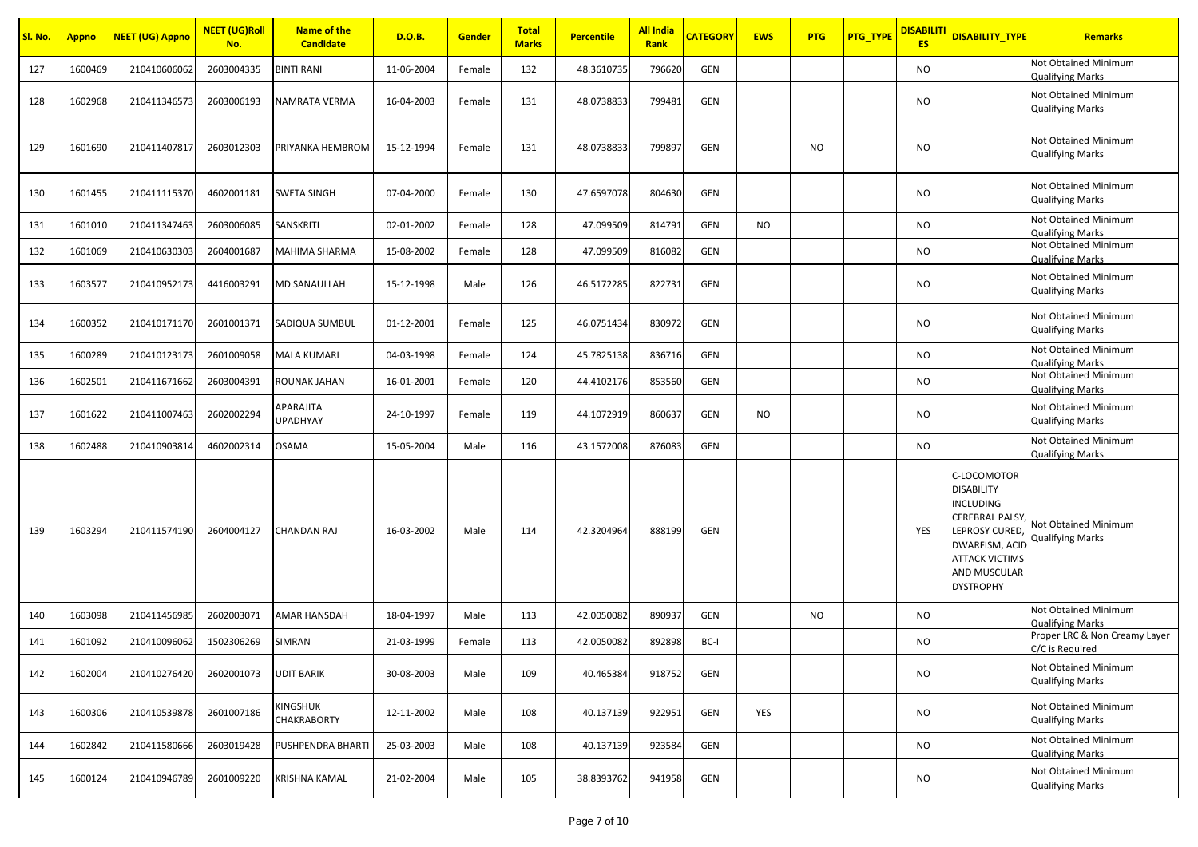| Sl. No. | Appno | NEET (UG) Appno | NEET (UG)Roll No. | Name of the Candidate | D.O.B. | Gender | Total Marks | Percentile | All India Rank | CATEGORY | EWS | PTG | PTG_TYPE | DISABILITIES | DISABILITY_TYPE | Remarks |
|---|---|---|---|---|---|---|---|---|---|---|---|---|---|---|---|---|
| 127 | 1600469 | 210410606062 | 2603004335 | BINTI RANI | 11-06-2004 | Female | 132 | 48.3610735 | 796620 | GEN | | | | NO | | Not Obtained Minimum Qualifying Marks |
| 128 | 1602968 | 210411346573 | 2603006193 | NAMRATA VERMA | 16-04-2003 | Female | 131 | 48.0738833 | 799481 | GEN | | | | NO | | Not Obtained Minimum Qualifying Marks |
| 129 | 1601690 | 210411407817 | 2603012303 | PRIYANKA HEMBROM | 15-12-1994 | Female | 131 | 48.0738833 | 799897 | GEN | | NO | | NO | | Not Obtained Minimum Qualifying Marks |
| 130 | 1601455 | 210411115370 | 4602001181 | SWETA SINGH | 07-04-2000 | Female | 130 | 47.6597078 | 804630 | GEN | | | | NO | | Not Obtained Minimum Qualifying Marks |
| 131 | 1601010 | 210411347463 | 2603006085 | SANSKRITI | 02-01-2002 | Female | 128 | 47.099509 | 814791 | GEN | NO | | | NO | | Not Obtained Minimum Qualifying Marks |
| 132 | 1601069 | 210410630303 | 2604001687 | MAHIMA SHARMA | 15-08-2002 | Female | 128 | 47.099509 | 816082 | GEN | | | | NO | | Not Obtained Minimum Qualifying Marks |
| 133 | 1603577 | 210410952173 | 4416003291 | MD SANAULLAH | 15-12-1998 | Male | 126 | 46.5172285 | 822731 | GEN | | | | NO | | Not Obtained Minimum Qualifying Marks |
| 134 | 1600352 | 210410171170 | 2601001371 | SADIQUA SUMBUL | 01-12-2001 | Female | 125 | 46.0751434 | 830972 | GEN | | | | NO | | Not Obtained Minimum Qualifying Marks |
| 135 | 1600289 | 210410123173 | 2601009058 | MALA KUMARI | 04-03-1998 | Female | 124 | 45.7825138 | 836716 | GEN | | | | NO | | Not Obtained Minimum Qualifying Marks |
| 136 | 1602501 | 210411671662 | 2603004391 | ROUNAK JAHAN | 16-01-2001 | Female | 120 | 44.4102176 | 853560 | GEN | | | | NO | | Not Obtained Minimum Qualifying Marks |
| 137 | 1601622 | 210411007463 | 2602002294 | APARAJITA UPADHYAY | 24-10-1997 | Female | 119 | 44.1072919 | 860637 | GEN | NO | | | NO | | Not Obtained Minimum Qualifying Marks |
| 138 | 1602488 | 210410903814 | 4602002314 | OSAMA | 15-05-2004 | Male | 116 | 43.1572008 | 876083 | GEN | | | | NO | | Not Obtained Minimum Qualifying Marks |
| 139 | 1603294 | 210411574190 | 2604004127 | CHANDAN RAJ | 16-03-2002 | Male | 114 | 42.3204964 | 888199 | GEN | | | | YES | C-LOCOMOTOR DISABILITY INCLUDING CEREBRAL PALSY, LEPROSY CURED, DWARFISM, ACID ATTACK VICTIMS AND MUSCULAR DYSTROPHY | Not Obtained Minimum Qualifying Marks |
| 140 | 1603098 | 210411456985 | 2602003071 | AMAR HANSDAH | 18-04-1997 | Male | 113 | 42.0050082 | 890937 | GEN | | NO | | NO | | Not Obtained Minimum Qualifying Marks |
| 141 | 1601092 | 210410096062 | 1502306269 | SIMRAN | 21-03-1999 | Female | 113 | 42.0050082 | 892898 | BC-I | | | | NO | | Proper LRC & Non Creamy Layer C/C is Required |
| 142 | 1602004 | 210410276420 | 2602001073 | UDIT BARIK | 30-08-2003 | Male | 109 | 40.465384 | 918752 | GEN | | | | NO | | Not Obtained Minimum Qualifying Marks |
| 143 | 1600306 | 210410539878 | 2601007186 | KINGSHUK CHAKRABORTY | 12-11-2002 | Male | 108 | 40.137139 | 922951 | GEN | YES | | | NO | | Not Obtained Minimum Qualifying Marks |
| 144 | 1602842 | 210411580666 | 2603019428 | PUSHPENDRA BHARTI | 25-03-2003 | Male | 108 | 40.137139 | 923584 | GEN | | | | NO | | Not Obtained Minimum Qualifying Marks |
| 145 | 1600124 | 210410946789 | 2601009220 | KRISHNA KAMAL | 21-02-2004 | Male | 105 | 38.8393762 | 941958 | GEN | | | | NO | | Not Obtained Minimum Qualifying Marks |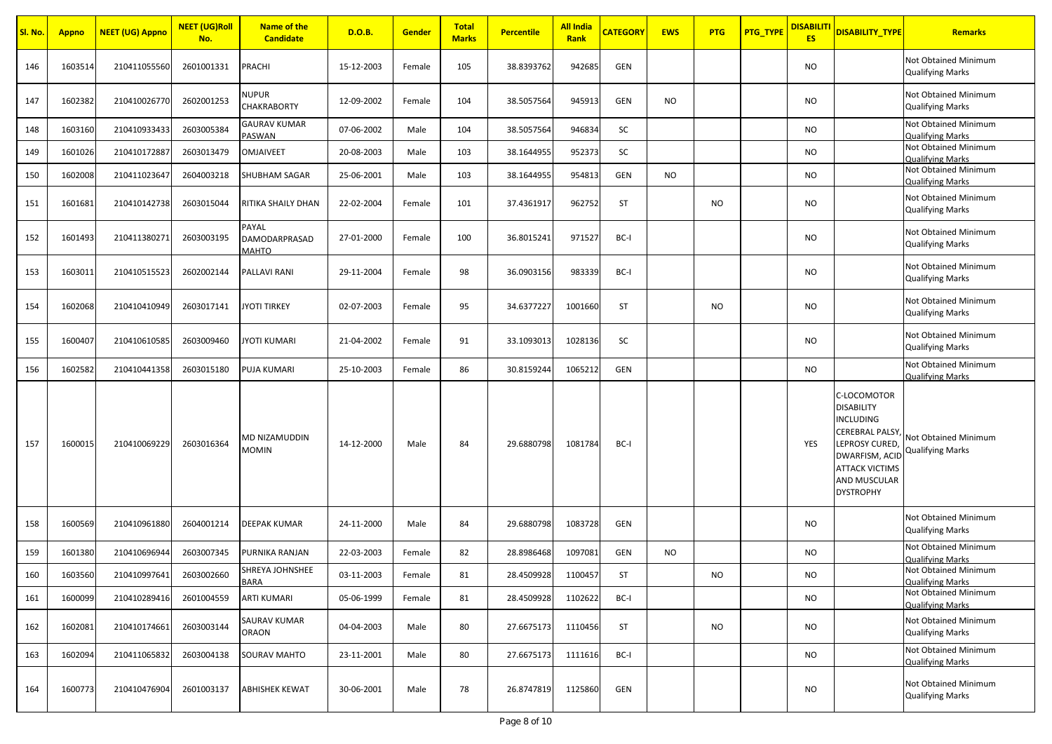| Sl. No. | Appno | NEET (UG) Appno | NEET (UG)Roll No. | Name of the Candidate | D.O.B. | Gender | Total Marks | Percentile | All India Rank | CATEGORY | EWS | PTG | PTG_TYPE | DISABILITIES | DISABILITY_TYPE | Remarks |
|---|---|---|---|---|---|---|---|---|---|---|---|---|---|---|---|---|
| 146 | 1603514 | 210411055560 | 2601001331 | PRACHI | 15-12-2003 | Female | 105 | 38.8393762 | 942685 | GEN | | | | NO | | Not Obtained Minimum Qualifying Marks |
| 147 | 1602382 | 210410026770 | 2602001253 | NUPUR CHAKRABORTY | 12-09-2002 | Female | 104 | 38.5057564 | 945913 | GEN | NO | | | NO | | Not Obtained Minimum Qualifying Marks |
| 148 | 1603160 | 210410933433 | 2603005384 | GAURAV KUMAR PASWAN | 07-06-2002 | Male | 104 | 38.5057564 | 946834 | SC | | | | NO | | Not Obtained Minimum Qualifying Marks |
| 149 | 1601026 | 210410172887 | 2603013479 | OMJAIVEET | 20-08-2003 | Male | 103 | 38.1644955 | 952373 | SC | | | | NO | | Not Obtained Minimum Qualifying Marks |
| 150 | 1602008 | 210411023647 | 2604003218 | SHUBHAM SAGAR | 25-06-2001 | Male | 103 | 38.1644955 | 954813 | GEN | NO | | | NO | | Not Obtained Minimum Qualifying Marks |
| 151 | 1601681 | 210410142738 | 2603015044 | RITIKA SHAILY DHAN | 22-02-2004 | Female | 101 | 37.4361917 | 962752 | ST | | NO | | NO | | Not Obtained Minimum Qualifying Marks |
| 152 | 1601493 | 210411380271 | 2603003195 | PAYAL DAMODARPRASAD MAHTO | 27-01-2000 | Female | 100 | 36.8015241 | 971527 | BC-I | | | | NO | | Not Obtained Minimum Qualifying Marks |
| 153 | 1603011 | 210410515523 | 2602002144 | PALLAVI RANI | 29-11-2004 | Female | 98 | 36.0903156 | 983339 | BC-I | | | | NO | | Not Obtained Minimum Qualifying Marks |
| 154 | 1602068 | 210410410949 | 2603017141 | JYOTI TIRKEY | 02-07-2003 | Female | 95 | 34.6377227 | 1001660 | ST | | NO | | NO | | Not Obtained Minimum Qualifying Marks |
| 155 | 1600407 | 210410610585 | 2603009460 | JYOTI KUMARI | 21-04-2002 | Female | 91 | 33.1093013 | 1028136 | SC | | | | NO | | Not Obtained Minimum Qualifying Marks |
| 156 | 1602582 | 210410441358 | 2603015180 | PUJA KUMARI | 25-10-2003 | Female | 86 | 30.8159244 | 1065212 | GEN | | | | NO | | Not Obtained Minimum Qualifying Marks |
| 157 | 1600015 | 210410069229 | 2603016364 | MD NIZAMUDDIN MOMIN | 14-12-2000 | Male | 84 | 29.6880798 | 1081784 | BC-I | | | | YES | C-LOCOMOTOR DISABILITY INCLUDING CEREBRAL PALSY, LEPROSY CURED, DWARFISM, ACID ATTACK VICTIMS AND MUSCULAR DYSTROPHY | Not Obtained Minimum Qualifying Marks |
| 158 | 1600569 | 210410961880 | 2604001214 | DEEPAK KUMAR | 24-11-2000 | Male | 84 | 29.6880798 | 1083728 | GEN | | | | NO | | Not Obtained Minimum Qualifying Marks |
| 159 | 1601380 | 210410696944 | 2603007345 | PURNIKA RANJAN | 22-03-2003 | Female | 82 | 28.8986468 | 1097081 | GEN | NO | | | NO | | Not Obtained Minimum Qualifying Marks |
| 160 | 1603560 | 210410997641 | 2603002660 | SHREYA JOHNSHEE BARA | 03-11-2003 | Female | 81 | 28.4509928 | 1100457 | ST | | NO | | NO | | Not Obtained Minimum Qualifying Marks |
| 161 | 1600099 | 210410289416 | 2601004559 | ARTI KUMARI | 05-06-1999 | Female | 81 | 28.4509928 | 1102622 | BC-I | | | | NO | | Not Obtained Minimum Qualifying Marks |
| 162 | 1602081 | 210410174661 | 2603003144 | SAURAV KUMAR ORAON | 04-04-2003 | Male | 80 | 27.6675173 | 1110456 | ST | | NO | | NO | | Not Obtained Minimum Qualifying Marks |
| 163 | 1602094 | 210411065832 | 2603004138 | SOURAV MAHTO | 23-11-2001 | Male | 80 | 27.6675173 | 1111616 | BC-I | | | | NO | | Not Obtained Minimum Qualifying Marks |
| 164 | 1600773 | 210410476904 | 2601003137 | ABHISHEK KEWAT | 30-06-2001 | Male | 78 | 26.8747819 | 1125860 | GEN | | | | NO | | Not Obtained Minimum Qualifying Marks |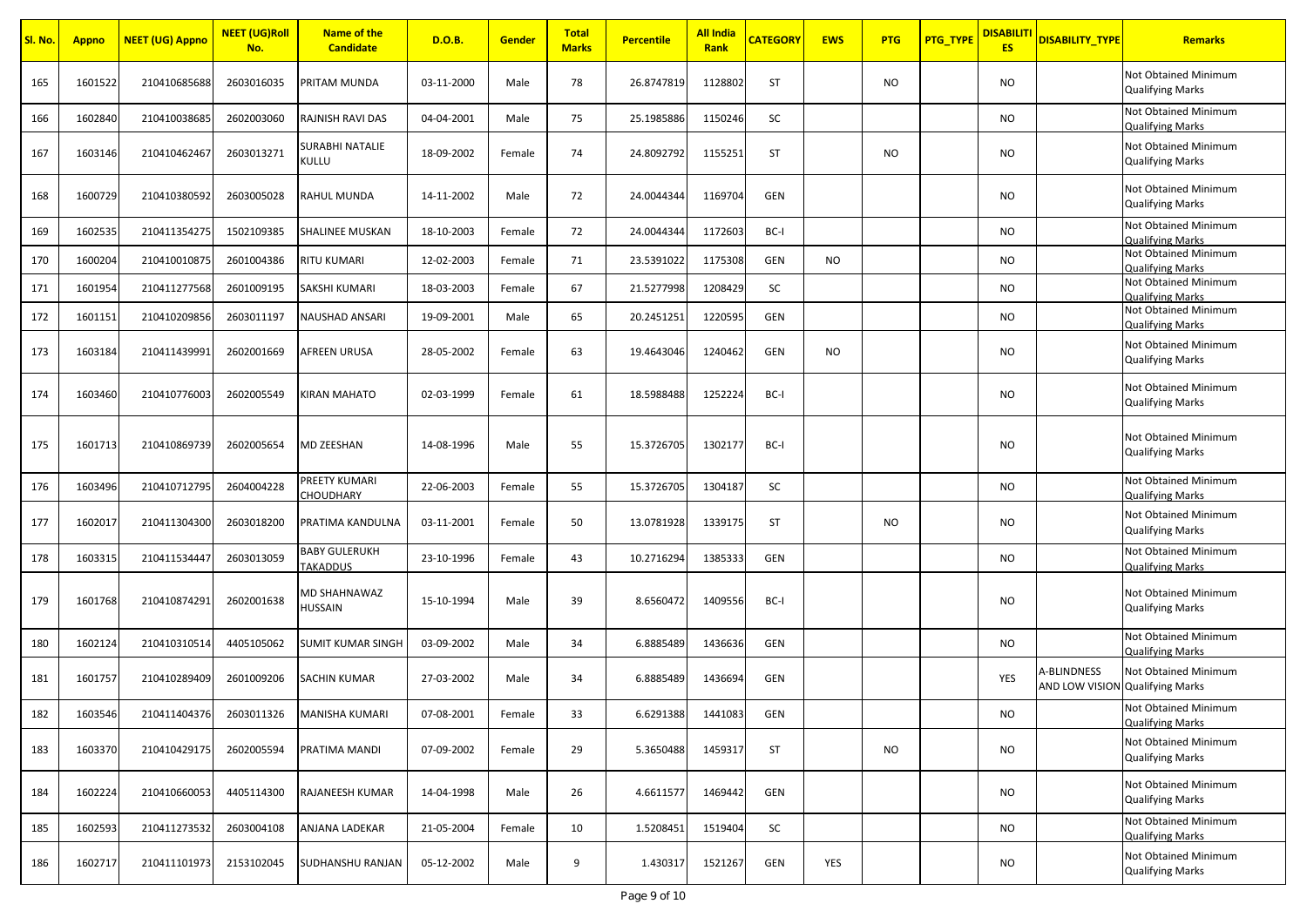| Sl. No. | Appno | NEET (UG) Appno | NEET (UG)Roll No. | Name of the Candidate | D.O.B. | Gender | Total Marks | Percentile | All India Rank | CATEGORY | EWS | PTG | PTG_TYPE | DISABILITIES | DISABILITY_TYPE | Remarks |
|---|---|---|---|---|---|---|---|---|---|---|---|---|---|---|---|---|
| 165 | 1601522 | 210410685688 | 2603016035 | PRITAM MUNDA | 03-11-2000 | Male | 78 | 26.8747819 | 1128802 | ST | | NO | | NO | | Not Obtained Minimum Qualifying Marks |
| 166 | 1602840 | 210410038685 | 2602003060 | RAJNISH RAVI DAS | 04-04-2001 | Male | 75 | 25.1985886 | 1150246 | SC | | | | NO | | Not Obtained Minimum Qualifying Marks |
| 167 | 1603146 | 210410462467 | 2603013271 | SURABHI NATALIE KULLU | 18-09-2002 | Female | 74 | 24.8092792 | 1155251 | ST | | NO | | NO | | Not Obtained Minimum Qualifying Marks |
| 168 | 1600729 | 210410380592 | 2603005028 | RAHUL MUNDA | 14-11-2002 | Male | 72 | 24.0044344 | 1169704 | GEN | | | | NO | | Not Obtained Minimum Qualifying Marks |
| 169 | 1602535 | 210411354275 | 1502109385 | SHALINEE MUSKAN | 18-10-2003 | Female | 72 | 24.0044344 | 1172603 | BC-I | | | | NO | | Not Obtained Minimum Qualifying Marks |
| 170 | 1600204 | 210410010875 | 2601004386 | RITU KUMARI | 12-02-2003 | Female | 71 | 23.5391022 | 1175308 | GEN | NO | | | NO | | Not Obtained Minimum Qualifying Marks |
| 171 | 1601954 | 210411277568 | 2601009195 | SAKSHI KUMARI | 18-03-2003 | Female | 67 | 21.5277998 | 1208429 | SC | | | | NO | | Not Obtained Minimum Qualifying Marks |
| 172 | 1601151 | 210410209856 | 2603011197 | NAUSHAD ANSARI | 19-09-2001 | Male | 65 | 20.2451251 | 1220595 | GEN | | | | NO | | Not Obtained Minimum Qualifying Marks |
| 173 | 1603184 | 210411439991 | 2602001669 | AFREEN URUSA | 28-05-2002 | Female | 63 | 19.4643046 | 1240462 | GEN | NO | | | NO | | Not Obtained Minimum Qualifying Marks |
| 174 | 1603460 | 210410776003 | 2602005549 | KIRAN MAHATO | 02-03-1999 | Female | 61 | 18.5988488 | 1252224 | BC-I | | | | NO | | Not Obtained Minimum Qualifying Marks |
| 175 | 1601713 | 210410869739 | 2602005654 | MD ZEESHAN | 14-08-1996 | Male | 55 | 15.3726705 | 1302177 | BC-I | | | | NO | | Not Obtained Minimum Qualifying Marks |
| 176 | 1603496 | 210410712795 | 2604004228 | PREETY KUMARI CHOUDHARY | 22-06-2003 | Female | 55 | 15.3726705 | 1304187 | SC | | | | NO | | Not Obtained Minimum Qualifying Marks |
| 177 | 1602017 | 210411304300 | 2603018200 | PRATIMA KANDULNA | 03-11-2001 | Female | 50 | 13.0781928 | 1339175 | ST | | NO | | NO | | Not Obtained Minimum Qualifying Marks |
| 178 | 1603315 | 210411534447 | 2603013059 | BABY GULERUKH TAKADDUS | 23-10-1996 | Female | 43 | 10.2716294 | 1385333 | GEN | | | | NO | | Not Obtained Minimum Qualifying Marks |
| 179 | 1601768 | 210410874291 | 2602001638 | MD SHAHNAWAZ HUSSAIN | 15-10-1994 | Male | 39 | 8.6560472 | 1409556 | BC-I | | | | NO | | Not Obtained Minimum Qualifying Marks |
| 180 | 1602124 | 210410310514 | 4405105062 | SUMIT KUMAR SINGH | 03-09-2002 | Male | 34 | 6.8885489 | 1436636 | GEN | | | | NO | | Not Obtained Minimum Qualifying Marks |
| 181 | 1601757 | 210410289409 | 2601009206 | SACHIN KUMAR | 27-03-2002 | Male | 34 | 6.8885489 | 1436694 | GEN | | | | YES | A-BLINDNESS AND LOW VISION | Not Obtained Minimum Qualifying Marks |
| 182 | 1603546 | 210411404376 | 2603011326 | MANISHA KUMARI | 07-08-2001 | Female | 33 | 6.6291388 | 1441083 | GEN | | | | NO | | Not Obtained Minimum Qualifying Marks |
| 183 | 1603370 | 210410429175 | 2602005594 | PRATIMA MANDI | 07-09-2002 | Female | 29 | 5.3650488 | 1459317 | ST | | NO | | NO | | Not Obtained Minimum Qualifying Marks |
| 184 | 1602224 | 210410660053 | 4405114300 | RAJANEESH KUMAR | 14-04-1998 | Male | 26 | 4.6611577 | 1469442 | GEN | | | | NO | | Not Obtained Minimum Qualifying Marks |
| 185 | 1602593 | 210411273532 | 2603004108 | ANJANA LADEKAR | 21-05-2004 | Female | 10 | 1.5208451 | 1519404 | SC | | | | NO | | Not Obtained Minimum Qualifying Marks |
| 186 | 1602717 | 210411101973 | 2153102045 | SUDHANSHU RANJAN | 05-12-2002 | Male | 9 | 1.430317 | 1521267 | GEN | YES | | | NO | | Not Obtained Minimum Qualifying Marks |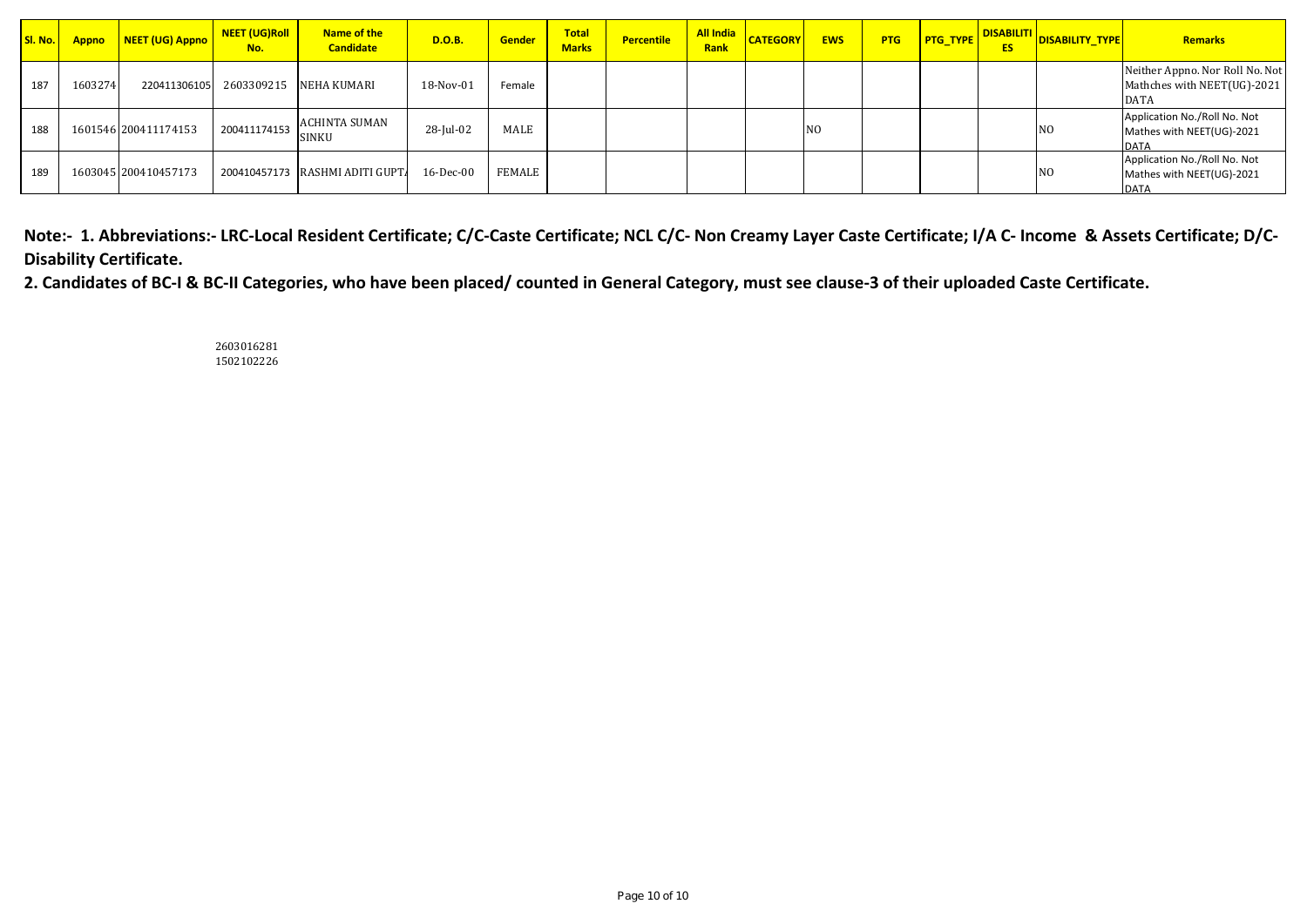| Sl. No. | Appno | NEET (UG) Appno | NEET (UG)Roll No. | Name of the Candidate | D.O.B. | Gender | Total Marks | Percentile | All India Rank | CATEGORY | EWS | PTG | PTG_TYPE | DISABILITIES | DISABILITY_TYPE | Remarks |
|---|---|---|---|---|---|---|---|---|---|---|---|---|---|---|---|---|
| 187 | 1603274 | 220411306105 | 2603309215 | NEHA KUMARI | 18-Nov-01 | Female | | | | | | | | | | Neither Appno. Nor Roll No. Not Mathches with NEET(UG)-2021 DATA |
| 188 | 1601546 | 200411174153 | 200411174153 | ACHINTA SUMAN SINKU | 28-Jul-02 | MALE | | | | | NO | | | | NO | Application No./Roll No. Not Mathes with NEET(UG)-2021 DATA |
| 189 | 1603045 | 200410457173 | 200410457173 | RASHMI ADITI GUPTA | 16-Dec-00 | FEMALE | | | | | NO | | | | NO | Application No./Roll No. Not Mathes with NEET(UG)-2021 DATA |

**Note:- 1. Abbreviations:- LRC-Local Resident Certificate; C/C-Caste Certificate; NCL C/C- Non Creamy Layer Caste Certificate; I/A C- Income & Assets Certificate; D/C-Disability Certificate.**

**2. Candidates of BC-I & BC-II Categories, who have been placed/ counted in General Category, must see clause-3 of their uploaded Caste Certificate.**

2603016281
1502102226